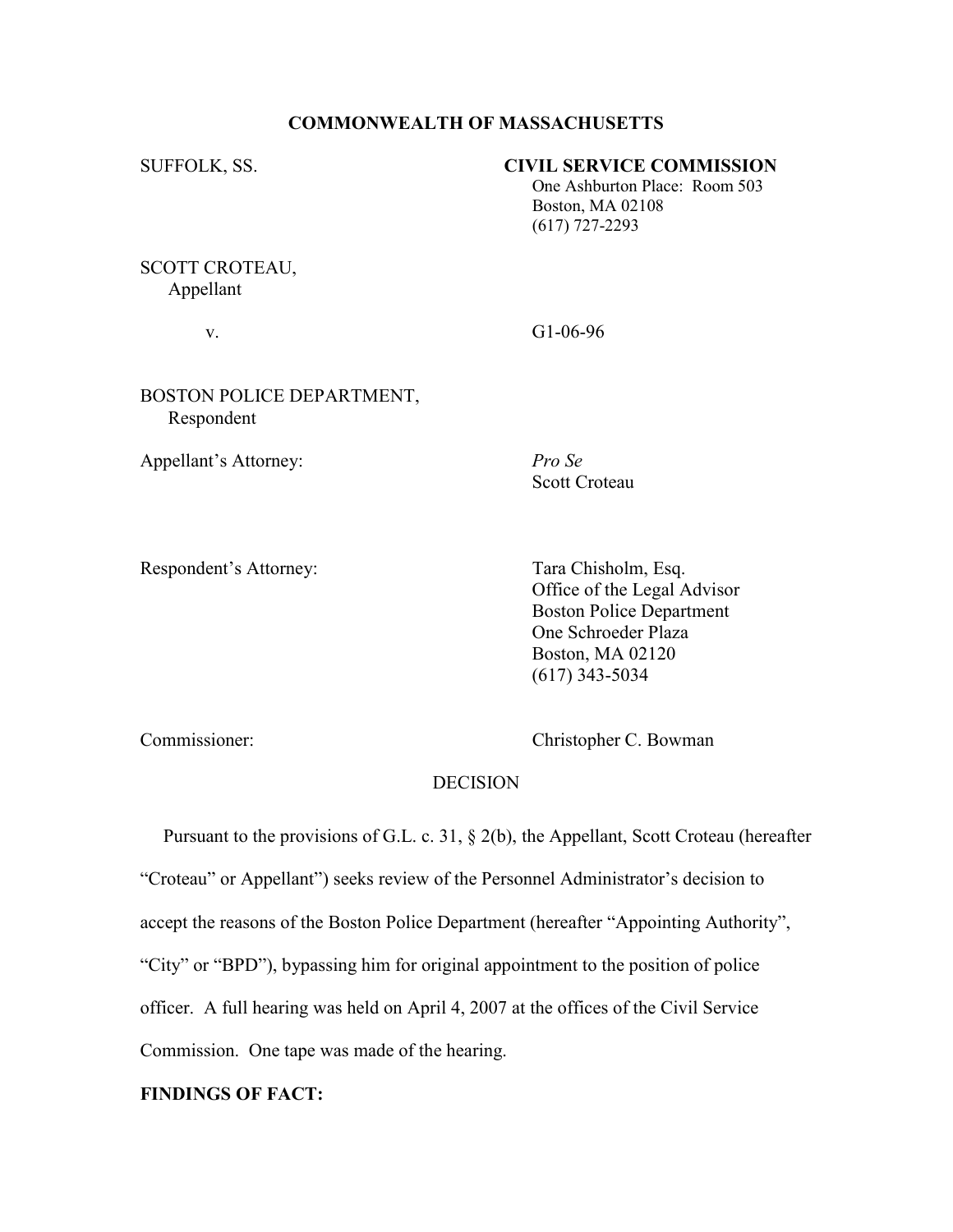**COMMONWEALTH OF MASSACHUSETTS**

SUFFOLK, SS.

**CIVIL SERVICE COMMISSION**
One Ashburton Place: Room 503
Boston, MA 02108
(617) 727-2293

SCOTT CROTEAU,
Appellant

v.

G1-06-96

BOSTON POLICE DEPARTMENT,
Respondent

Appellant's Attorney: *Pro Se*
Scott Croteau

Respondent's Attorney: Tara Chisholm, Esq.
Office of the Legal Advisor
Boston Police Department
One Schroeder Plaza
Boston, MA 02120
(617) 343-5034

Commissioner: Christopher C. Bowman

DECISION

Pursuant to the provisions of G.L. c. 31, § 2(b), the Appellant, Scott Croteau (hereafter "Croteau" or Appellant") seeks review of the Personnel Administrator's decision to accept the reasons of the Boston Police Department (hereafter "Appointing Authority", "City" or "BPD"), bypassing him for original appointment to the position of police officer. A full hearing was held on April 4, 2007 at the offices of the Civil Service Commission. One tape was made of the hearing.

**FINDINGS OF FACT:**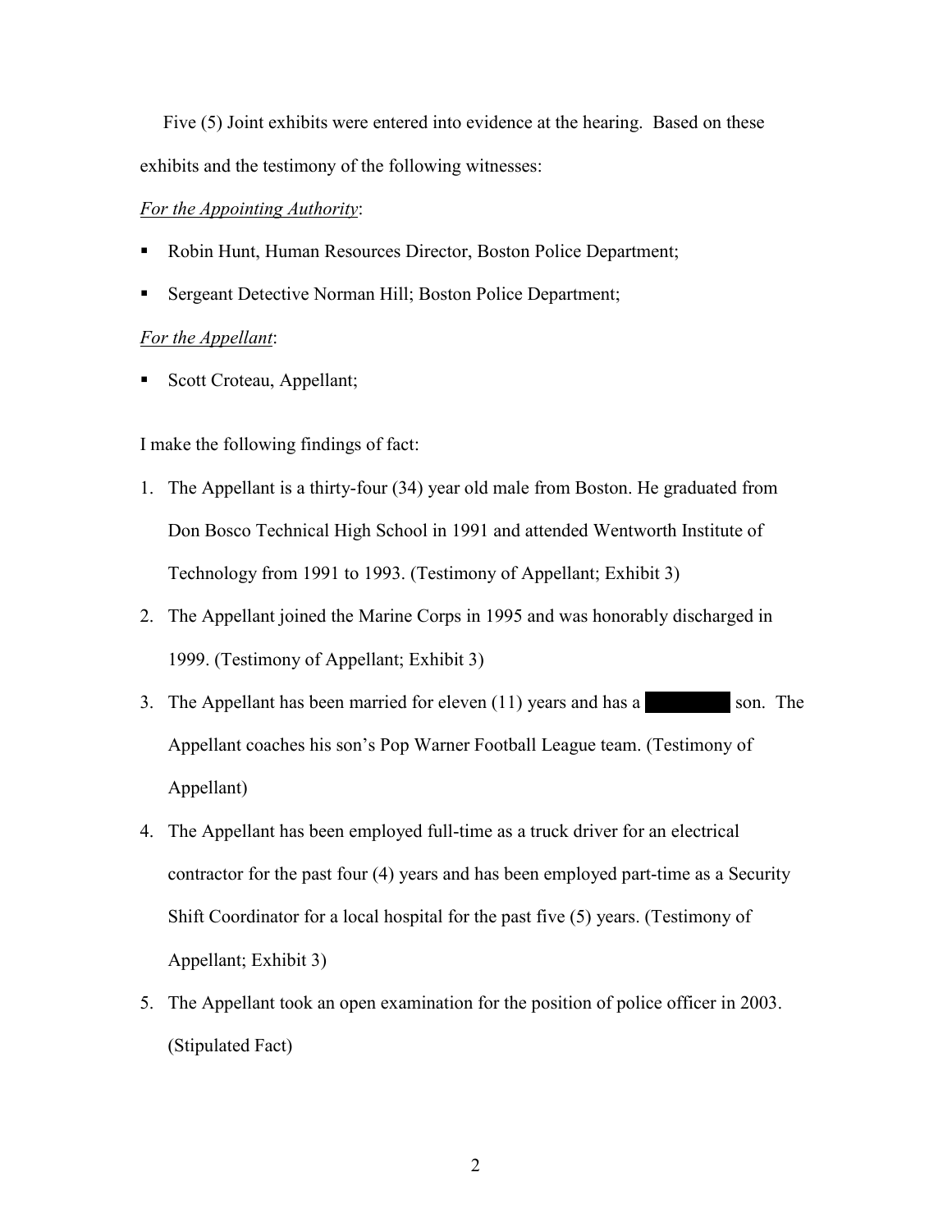Five (5) Joint exhibits were entered into evidence at the hearing. Based on these exhibits and the testimony of the following witnesses:

*For the Appointing Authority*:

- Robin Hunt, Human Resources Director, Boston Police Department;
- Sergeant Detective Norman Hill; Boston Police Department;

*For the Appellant*:

- Scott Croteau, Appellant;

I make the following findings of fact:

1. The Appellant is a thirty-four (34) year old male from Boston. He graduated from Don Bosco Technical High School in 1991 and attended Wentworth Institute of Technology from 1991 to 1993. (Testimony of Appellant; Exhibit 3)
2. The Appellant joined the Marine Corps in 1995 and was honorably discharged in 1999. (Testimony of Appellant; Exhibit 3)
3. The Appellant has been married for eleven (11) years and has a [REDACTED] son. The Appellant coaches his son's Pop Warner Football League team. (Testimony of Appellant)
4. The Appellant has been employed full-time as a truck driver for an electrical contractor for the past four (4) years and has been employed part-time as a Security Shift Coordinator for a local hospital for the past five (5) years. (Testimony of Appellant; Exhibit 3)
5. The Appellant took an open examination for the position of police officer in 2003. (Stipulated Fact)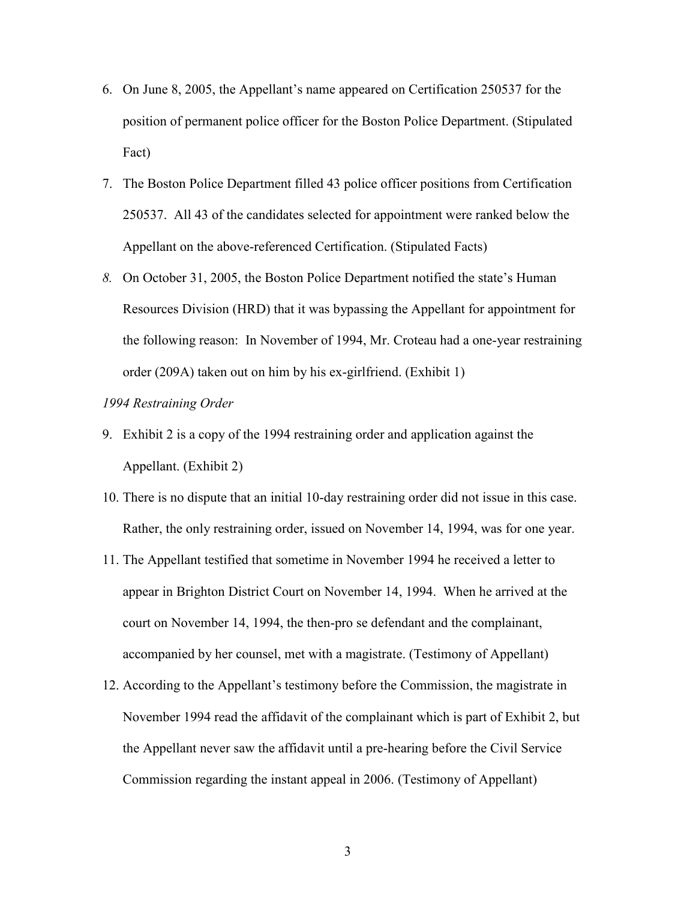6. On June 8, 2005, the Appellant's name appeared on Certification 250537 for the position of permanent police officer for the Boston Police Department. (Stipulated Fact)

7. The Boston Police Department filled 43 police officer positions from Certification 250537. All 43 of the candidates selected for appointment were ranked below the Appellant on the above-referenced Certification. (Stipulated Facts)

8. On October 31, 2005, the Boston Police Department notified the state's Human Resources Division (HRD) that it was bypassing the Appellant for appointment for the following reason: In November of 1994, Mr. Croteau had a one-year restraining order (209A) taken out on him by his ex-girlfriend. (Exhibit 1)

*1994 Restraining Order*

9. Exhibit 2 is a copy of the 1994 restraining order and application against the Appellant. (Exhibit 2)

10. There is no dispute that an initial 10-day restraining order did not issue in this case. Rather, the only restraining order, issued on November 14, 1994, was for one year.

11. The Appellant testified that sometime in November 1994 he received a letter to appear in Brighton District Court on November 14, 1994. When he arrived at the court on November 14, 1994, the then-pro se defendant and the complainant, accompanied by her counsel, met with a magistrate. (Testimony of Appellant)

12. According to the Appellant's testimony before the Commission, the magistrate in November 1994 read the affidavit of the complainant which is part of Exhibit 2, but the Appellant never saw the affidavit until a pre-hearing before the Civil Service Commission regarding the instant appeal in 2006. (Testimony of Appellant)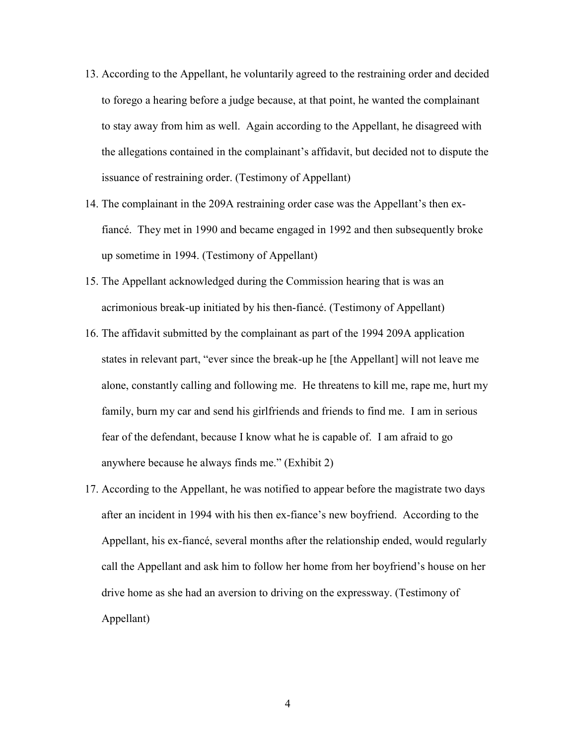13. According to the Appellant, he voluntarily agreed to the restraining order and decided to forego a hearing before a judge because, at that point, he wanted the complainant to stay away from him as well. Again according to the Appellant, he disagreed with the allegations contained in the complainant's affidavit, but decided not to dispute the issuance of restraining order. (Testimony of Appellant)
14. The complainant in the 209A restraining order case was the Appellant's then ex-fiancé. They met in 1990 and became engaged in 1992 and then subsequently broke up sometime in 1994. (Testimony of Appellant)
15. The Appellant acknowledged during the Commission hearing that is was an acrimonious break-up initiated by his then-fiancé. (Testimony of Appellant)
16. The affidavit submitted by the complainant as part of the 1994 209A application states in relevant part, "ever since the break-up he [the Appellant] will not leave me alone, constantly calling and following me. He threatens to kill me, rape me, hurt my family, burn my car and send his girlfriends and friends to find me. I am in serious fear of the defendant, because I know what he is capable of. I am afraid to go anywhere because he always finds me." (Exhibit 2)
17. According to the Appellant, he was notified to appear before the magistrate two days after an incident in 1994 with his then ex-fiance's new boyfriend. According to the Appellant, his ex-fiancé, several months after the relationship ended, would regularly call the Appellant and ask him to follow her home from her boyfriend's house on her drive home as she had an aversion to driving on the expressway. (Testimony of Appellant)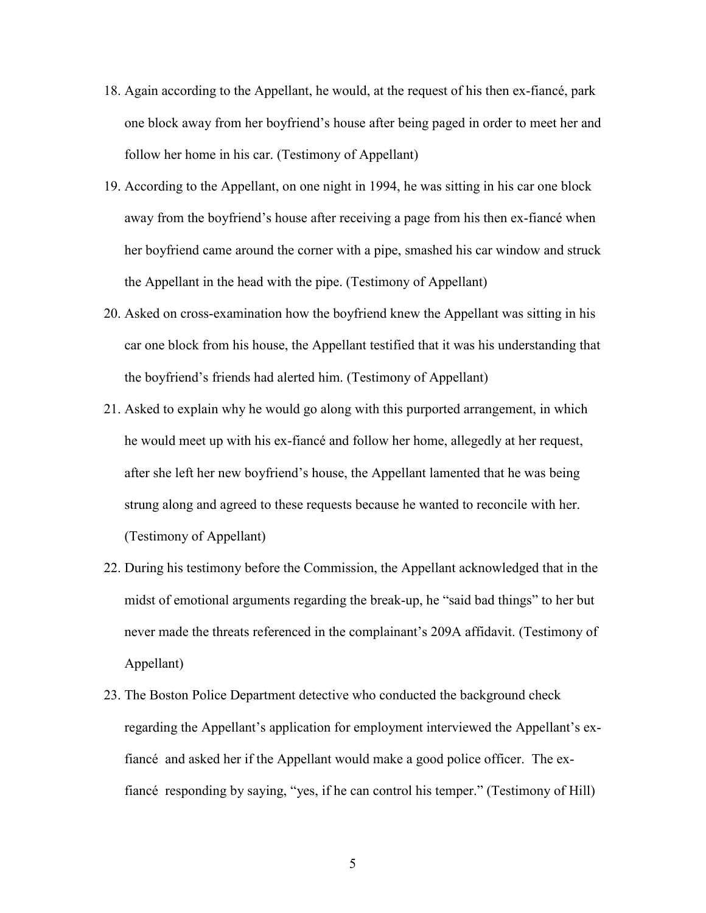18. Again according to the Appellant, he would, at the request of his then ex-fiancé, park one block away from her boyfriend's house after being paged in order to meet her and follow her home in his car. (Testimony of Appellant)

19. According to the Appellant, on one night in 1994, he was sitting in his car one block away from the boyfriend's house after receiving a page from his then ex-fiancé when her boyfriend came around the corner with a pipe, smashed his car window and struck the Appellant in the head with the pipe. (Testimony of Appellant)

20. Asked on cross-examination how the boyfriend knew the Appellant was sitting in his car one block from his house, the Appellant testified that it was his understanding that the boyfriend's friends had alerted him. (Testimony of Appellant)

21. Asked to explain why he would go along with this purported arrangement, in which he would meet up with his ex-fiancé and follow her home, allegedly at her request, after she left her new boyfriend's house, the Appellant lamented that he was being strung along and agreed to these requests because he wanted to reconcile with her. (Testimony of Appellant)

22. During his testimony before the Commission, the Appellant acknowledged that in the midst of emotional arguments regarding the break-up, he "said bad things" to her but never made the threats referenced in the complainant's 209A affidavit. (Testimony of Appellant)

23. The Boston Police Department detective who conducted the background check regarding the Appellant's application for employment interviewed the Appellant's ex-fiancé and asked her if the Appellant would make a good police officer. The ex-fiancé responding by saying, "yes, if he can control his temper." (Testimony of Hill)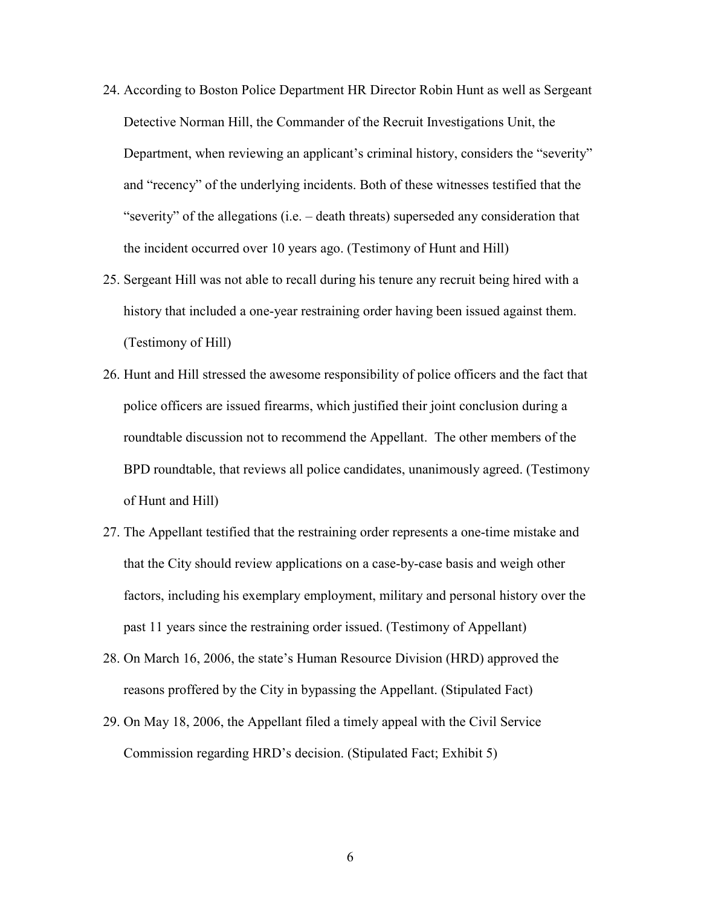24. According to Boston Police Department HR Director Robin Hunt as well as Sergeant Detective Norman Hill, the Commander of the Recruit Investigations Unit, the Department, when reviewing an applicant's criminal history, considers the "severity" and "recency" of the underlying incidents. Both of these witnesses testified that the "severity" of the allegations (i.e. – death threats) superseded any consideration that the incident occurred over 10 years ago. (Testimony of Hunt and Hill)
25. Sergeant Hill was not able to recall during his tenure any recruit being hired with a history that included a one-year restraining order having been issued against them. (Testimony of Hill)
26. Hunt and Hill stressed the awesome responsibility of police officers and the fact that police officers are issued firearms, which justified their joint conclusion during a roundtable discussion not to recommend the Appellant. The other members of the BPD roundtable, that reviews all police candidates, unanimously agreed. (Testimony of Hunt and Hill)
27. The Appellant testified that the restraining order represents a one-time mistake and that the City should review applications on a case-by-case basis and weigh other factors, including his exemplary employment, military and personal history over the past 11 years since the restraining order issued. (Testimony of Appellant)
28. On March 16, 2006, the state's Human Resource Division (HRD) approved the reasons proffered by the City in bypassing the Appellant. (Stipulated Fact)
29. On May 18, 2006, the Appellant filed a timely appeal with the Civil Service Commission regarding HRD's decision. (Stipulated Fact; Exhibit 5)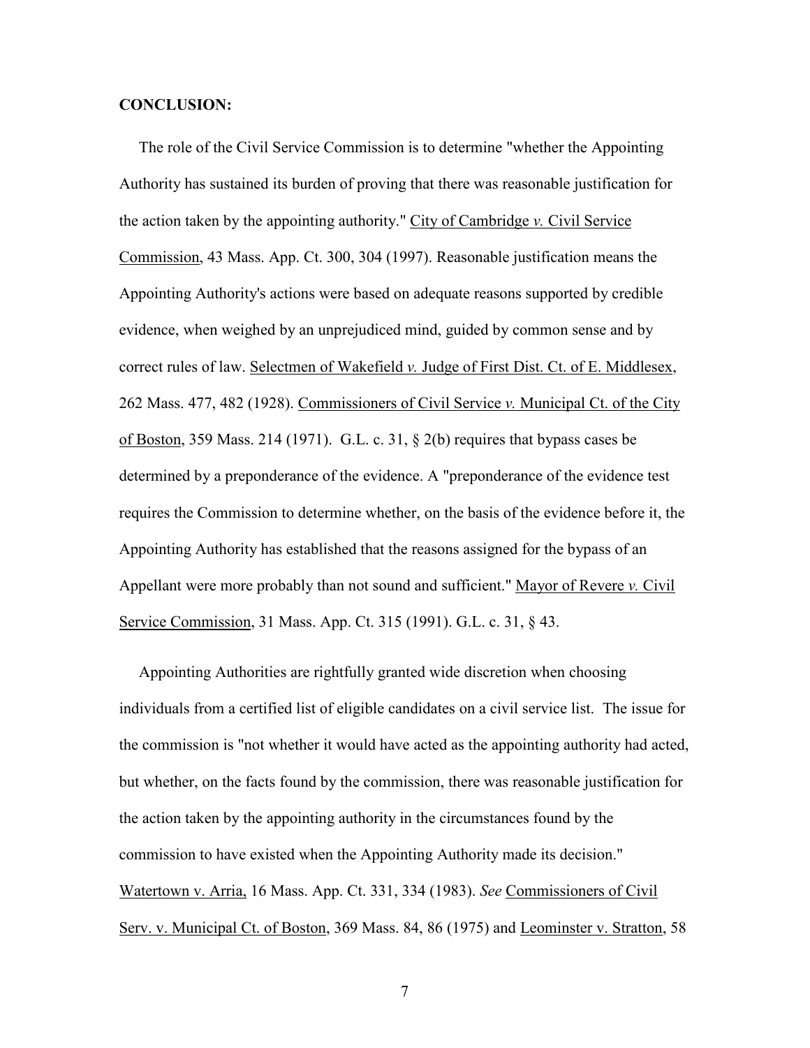**CONCLUSION:**

The role of the Civil Service Commission is to determine "whether the Appointing Authority has sustained its burden of proving that there was reasonable justification for the action taken by the appointing authority." City of Cambridge *v.* Civil Service Commission, 43 Mass. App. Ct. 300, 304 (1997). Reasonable justification means the Appointing Authority's actions were based on adequate reasons supported by credible evidence, when weighed by an unprejudiced mind, guided by common sense and by correct rules of law. Selectmen of Wakefield *v.* Judge of First Dist. Ct. of E. Middlesex, 262 Mass. 477, 482 (1928). Commissioners of Civil Service *v.* Municipal Ct. of the City of Boston, 359 Mass. 214 (1971). G.L. c. 31, § 2(b) requires that bypass cases be determined by a preponderance of the evidence. A "preponderance of the evidence test requires the Commission to determine whether, on the basis of the evidence before it, the Appointing Authority has established that the reasons assigned for the bypass of an Appellant were more probably than not sound and sufficient." Mayor of Revere *v.* Civil Service Commission, 31 Mass. App. Ct. 315 (1991). G.L. c. 31, § 43.

Appointing Authorities are rightfully granted wide discretion when choosing individuals from a certified list of eligible candidates on a civil service list. The issue for the commission is "not whether it would have acted as the appointing authority had acted, but whether, on the facts found by the commission, there was reasonable justification for the action taken by the appointing authority in the circumstances found by the commission to have existed when the Appointing Authority made its decision." Watertown v. Arria, 16 Mass. App. Ct. 331, 334 (1983). *See* Commissioners of Civil Serv. v. Municipal Ct. of Boston, 369 Mass. 84, 86 (1975) and Leominster v. Stratton, 58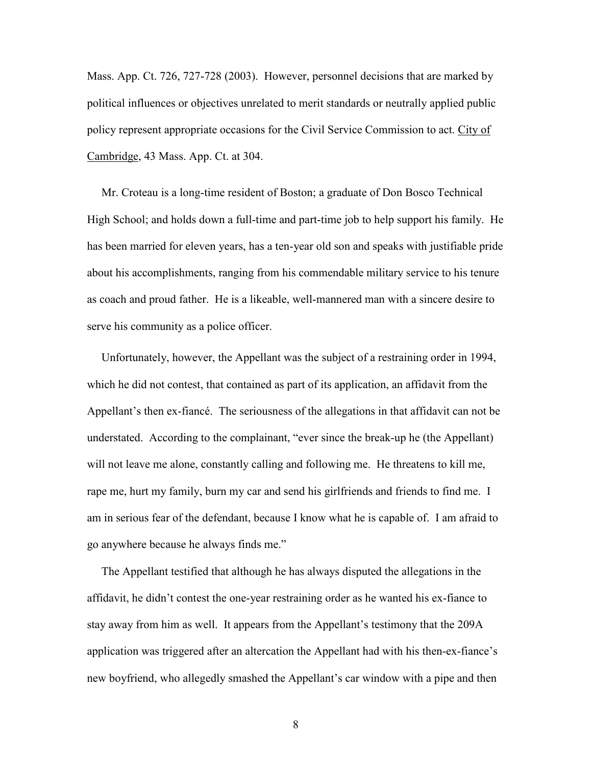Mass. App. Ct. 726, 727-728 (2003). However, personnel decisions that are marked by political influences or objectives unrelated to merit standards or neutrally applied public policy represent appropriate occasions for the Civil Service Commission to act. City of Cambridge, 43 Mass. App. Ct. at 304.

Mr. Croteau is a long-time resident of Boston; a graduate of Don Bosco Technical High School; and holds down a full-time and part-time job to help support his family. He has been married for eleven years, has a ten-year old son and speaks with justifiable pride about his accomplishments, ranging from his commendable military service to his tenure as coach and proud father. He is a likeable, well-mannered man with a sincere desire to serve his community as a police officer.

Unfortunately, however, the Appellant was the subject of a restraining order in 1994, which he did not contest, that contained as part of its application, an affidavit from the Appellant's then ex-fiancé. The seriousness of the allegations in that affidavit can not be understated. According to the complainant, "ever since the break-up he (the Appellant) will not leave me alone, constantly calling and following me. He threatens to kill me, rape me, hurt my family, burn my car and send his girlfriends and friends to find me. I am in serious fear of the defendant, because I know what he is capable of. I am afraid to go anywhere because he always finds me."

The Appellant testified that although he has always disputed the allegations in the affidavit, he didn't contest the one-year restraining order as he wanted his ex-fiance to stay away from him as well. It appears from the Appellant's testimony that the 209A application was triggered after an altercation the Appellant had with his then-ex-fiance's new boyfriend, who allegedly smashed the Appellant's car window with a pipe and then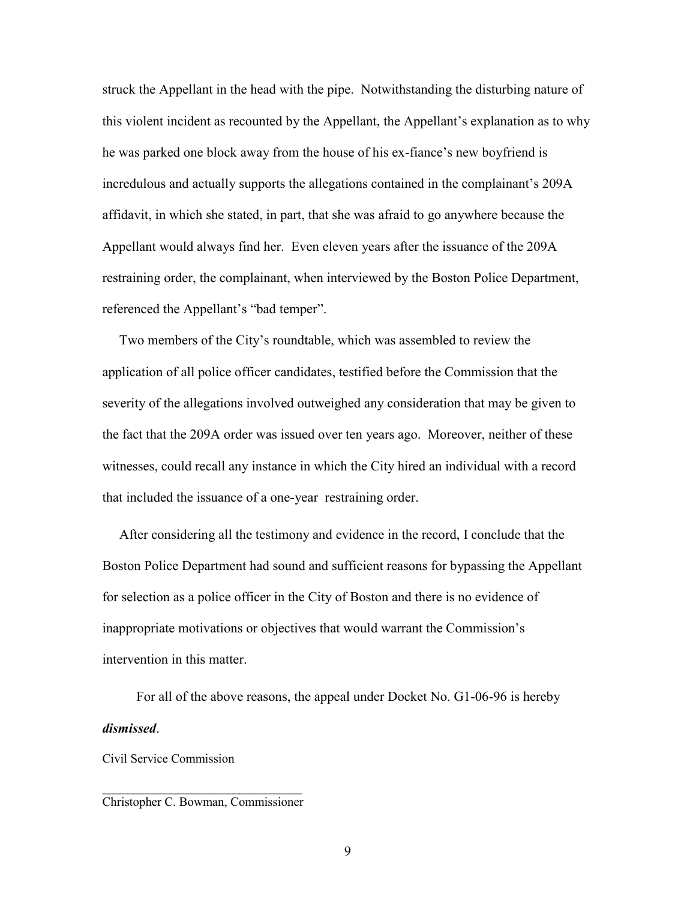struck the Appellant in the head with the pipe. Notwithstanding the disturbing nature of this violent incident as recounted by the Appellant, the Appellant's explanation as to why he was parked one block away from the house of his ex-fiance's new boyfriend is incredulous and actually supports the allegations contained in the complainant's 209A affidavit, in which she stated, in part, that she was afraid to go anywhere because the Appellant would always find her. Even eleven years after the issuance of the 209A restraining order, the complainant, when interviewed by the Boston Police Department, referenced the Appellant's "bad temper".

Two members of the City's roundtable, which was assembled to review the application of all police officer candidates, testified before the Commission that the severity of the allegations involved outweighed any consideration that may be given to the fact that the 209A order was issued over ten years ago. Moreover, neither of these witnesses, could recall any instance in which the City hired an individual with a record that included the issuance of a one-year restraining order.

After considering all the testimony and evidence in the record, I conclude that the Boston Police Department had sound and sufficient reasons for bypassing the Appellant for selection as a police officer in the City of Boston and there is no evidence of inappropriate motivations or objectives that would warrant the Commission's intervention in this matter.

For all of the above reasons, the appeal under Docket No. G1-06-96 is hereby ***dismissed***.

Civil Service Commission

\_\_\_\_\_\_\_\_\_\_\_\_\_\_\_\_\_\_\_\_\_\_\_\_\_\_\_\_\_\_\_\_\_

Christopher C. Bowman, Commissioner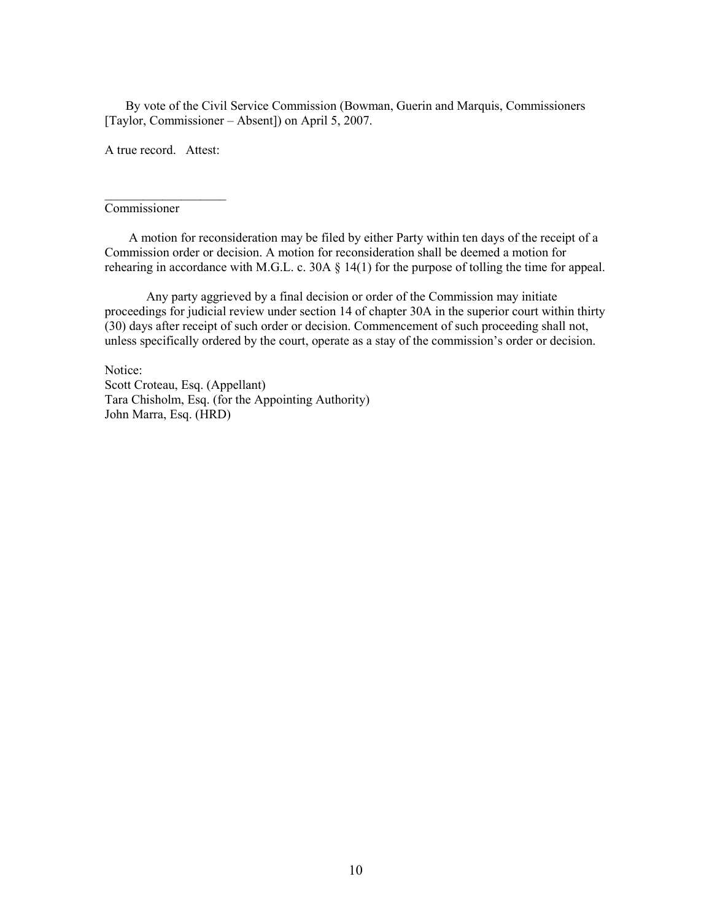By vote of the Civil Service Commission (Bowman, Guerin and Marquis, Commissioners [Taylor, Commissioner – Absent]) on April 5, 2007.

A true record. Attest:

___________________

Commissioner

A motion for reconsideration may be filed by either Party within ten days of the receipt of a Commission order or decision. A motion for reconsideration shall be deemed a motion for rehearing in accordance with M.G.L. c. 30A § 14(1) for the purpose of tolling the time for appeal.

Any party aggrieved by a final decision or order of the Commission may initiate proceedings for judicial review under section 14 of chapter 30A in the superior court within thirty (30) days after receipt of such order or decision. Commencement of such proceeding shall not, unless specifically ordered by the court, operate as a stay of the commission's order or decision.

Notice:
Scott Croteau, Esq. (Appellant)
Tara Chisholm, Esq. (for the Appointing Authority)
John Marra, Esq. (HRD)